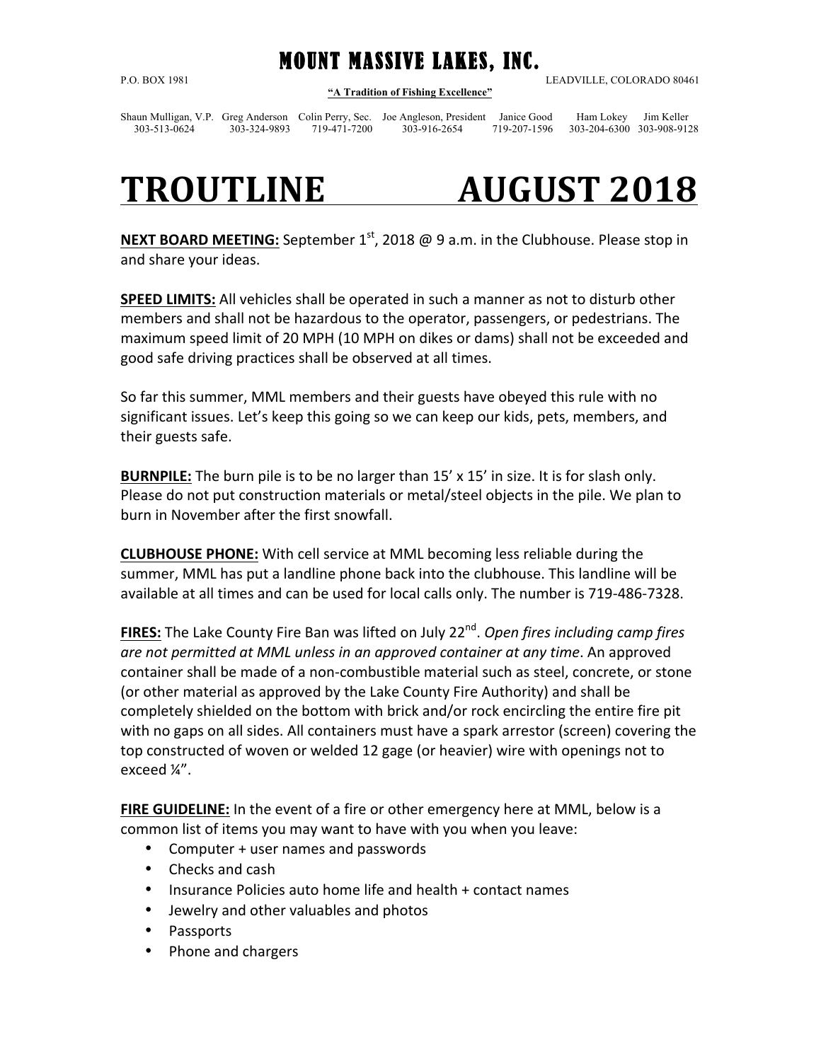# MOUNT MASSIVE LAKES, INC.

P.O. BOX 1981 LEADVILLE, COLORADO 80461

**"A Tradition of Fishing Excellence"**

| Shaun Mulligan, V.P. | Greg Anderson | Colin Perry, Sec. | Joe Angleson, President | Janice Good | Ham Lokey | Jim Keller |
|---|---|---|---|---|---|---|
| 303-513-0624 | 303-324-9893 | 719-471-7200 | 303-916-2654 | 719-207-1596 | 303-204-6300 | 303-908-9128 |

# TROUTLINE AUGUST 2018

**NEXT BOARD MEETING:** September 1st, 2018 @ 9 a.m. in the Clubhouse. Please stop in and share your ideas.

**SPEED LIMITS:** All vehicles shall be operated in such a manner as not to disturb other members and shall not be hazardous to the operator, passengers, or pedestrians. The maximum speed limit of 20 MPH (10 MPH on dikes or dams) shall not be exceeded and good safe driving practices shall be observed at all times.

So far this summer, MML members and their guests have obeyed this rule with no significant issues. Let's keep this going so we can keep our kids, pets, members, and their guests safe.

**BURNPILE:** The burn pile is to be no larger than 15' x 15' in size. It is for slash only. Please do not put construction materials or metal/steel objects in the pile. We plan to burn in November after the first snowfall.

**CLUBHOUSE PHONE:** With cell service at MML becoming less reliable during the summer, MML has put a landline phone back into the clubhouse. This landline will be available at all times and can be used for local calls only. The number is 719-486-7328.

**FIRES:** The Lake County Fire Ban was lifted on July 22nd. *Open fires including camp fires are not permitted at MML unless in an approved container at any time*. An approved container shall be made of a non-combustible material such as steel, concrete, or stone (or other material as approved by the Lake County Fire Authority) and shall be completely shielded on the bottom with brick and/or rock encircling the entire fire pit with no gaps on all sides. All containers must have a spark arrestor (screen) covering the top constructed of woven or welded 12 gage (or heavier) wire with openings not to exceed ¼".

**FIRE GUIDELINE:** In the event of a fire or other emergency here at MML, below is a common list of items you may want to have with you when you leave:

- Computer + user names and passwords
- Checks and cash
- Insurance Policies auto home life and health + contact names
- Jewelry and other valuables and photos
- Passports
- Phone and chargers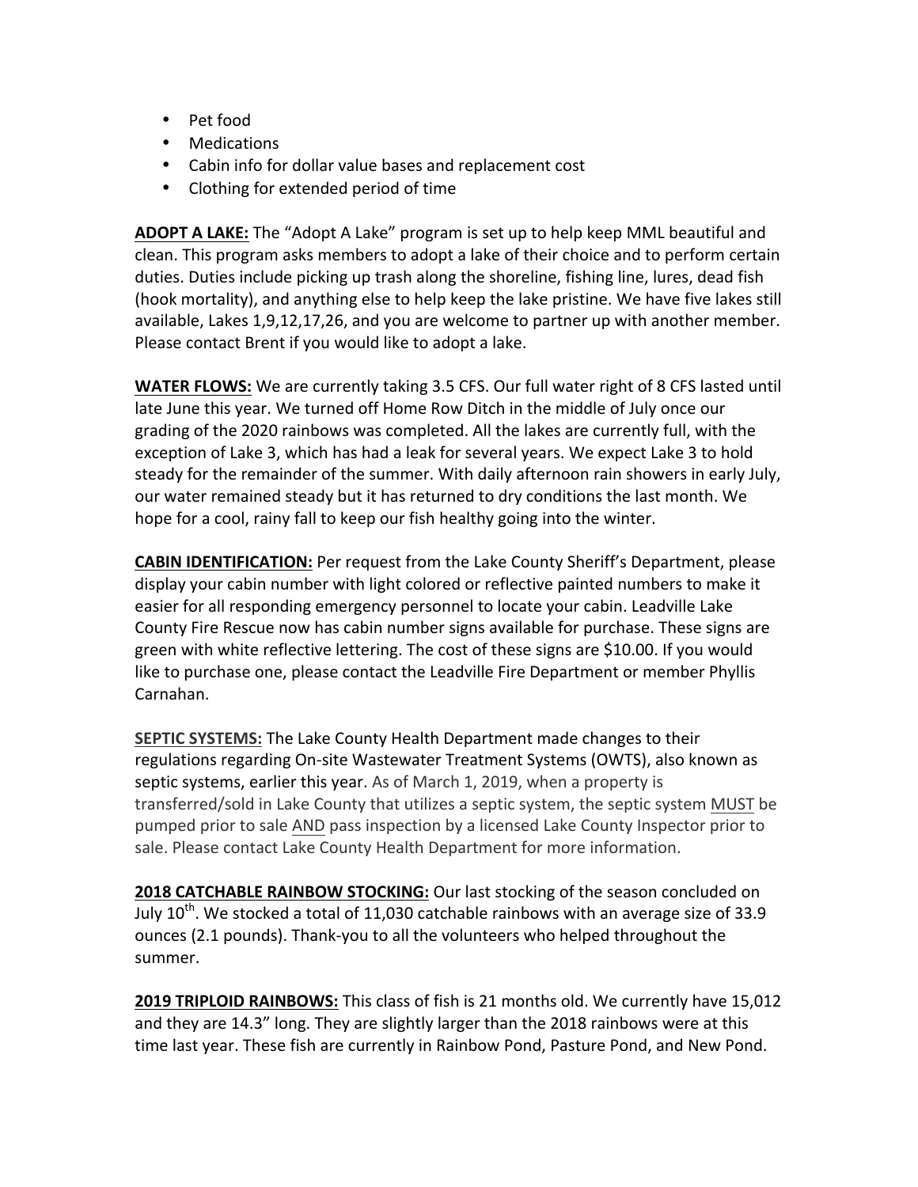- Pet food
- Medications
- Cabin info for dollar value bases and replacement cost
- Clothing for extended period of time

**ADOPT A LAKE:** The "Adopt A Lake" program is set up to help keep MML beautiful and clean. This program asks members to adopt a lake of their choice and to perform certain duties. Duties include picking up trash along the shoreline, fishing line, lures, dead fish (hook mortality), and anything else to help keep the lake pristine. We have five lakes still available, Lakes 1,9,12,17,26, and you are welcome to partner up with another member. Please contact Brent if you would like to adopt a lake.

**WATER FLOWS:** We are currently taking 3.5 CFS. Our full water right of 8 CFS lasted until late June this year. We turned off Home Row Ditch in the middle of July once our grading of the 2020 rainbows was completed. All the lakes are currently full, with the exception of Lake 3, which has had a leak for several years. We expect Lake 3 to hold steady for the remainder of the summer. With daily afternoon rain showers in early July, our water remained steady but it has returned to dry conditions the last month. We hope for a cool, rainy fall to keep our fish healthy going into the winter.

**CABIN IDENTIFICATION:** Per request from the Lake County Sheriff's Department, please display your cabin number with light colored or reflective painted numbers to make it easier for all responding emergency personnel to locate your cabin. Leadville Lake County Fire Rescue now has cabin number signs available for purchase. These signs are green with white reflective lettering. The cost of these signs are $10.00. If you would like to purchase one, please contact the Leadville Fire Department or member Phyllis Carnahan.

**SEPTIC SYSTEMS:** The Lake County Health Department made changes to their regulations regarding On-site Wastewater Treatment Systems (OWTS), also known as septic systems, earlier this year. As of March 1, 2019, when a property is transferred/sold in Lake County that utilizes a septic system, the septic system MUST be pumped prior to sale AND pass inspection by a licensed Lake County Inspector prior to sale. Please contact Lake County Health Department for more information.

**2018 CATCHABLE RAINBOW STOCKING:** Our last stocking of the season concluded on July 10th. We stocked a total of 11,030 catchable rainbows with an average size of 33.9 ounces (2.1 pounds). Thank-you to all the volunteers who helped throughout the summer.

**2019 TRIPLOID RAINBOWS:** This class of fish is 21 months old. We currently have 15,012 and they are 14.3" long. They are slightly larger than the 2018 rainbows were at this time last year. These fish are currently in Rainbow Pond, Pasture Pond, and New Pond.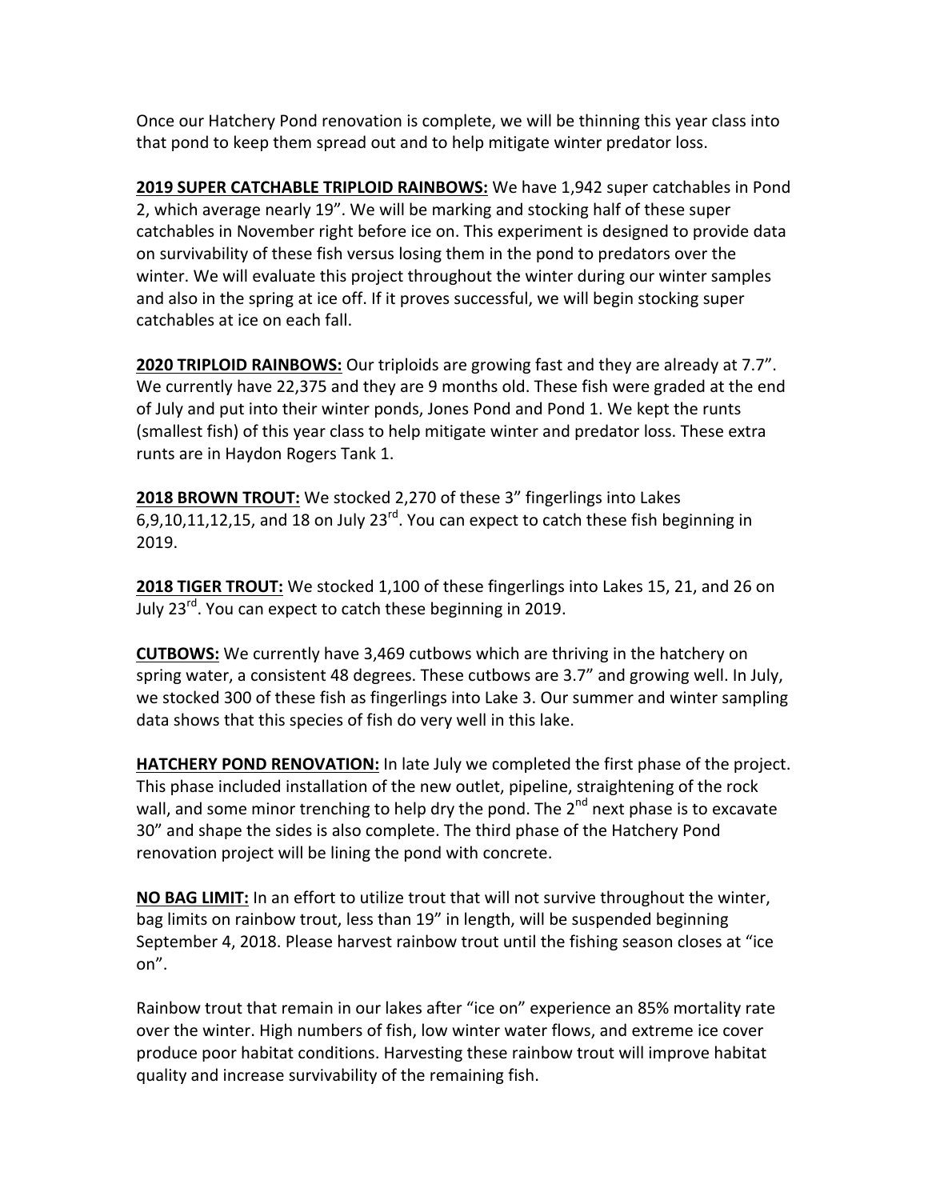Once our Hatchery Pond renovation is complete, we will be thinning this year class into that pond to keep them spread out and to help mitigate winter predator loss.

**2019 SUPER CATCHABLE TRIPLOID RAINBOWS:** We have 1,942 super catchables in Pond 2, which average nearly 19". We will be marking and stocking half of these super catchables in November right before ice on. This experiment is designed to provide data on survivability of these fish versus losing them in the pond to predators over the winter. We will evaluate this project throughout the winter during our winter samples and also in the spring at ice off. If it proves successful, we will begin stocking super catchables at ice on each fall.

**2020 TRIPLOID RAINBOWS:** Our triploids are growing fast and they are already at 7.7". We currently have 22,375 and they are 9 months old. These fish were graded at the end of July and put into their winter ponds, Jones Pond and Pond 1. We kept the runts (smallest fish) of this year class to help mitigate winter and predator loss. These extra runts are in Haydon Rogers Tank 1.

**2018 BROWN TROUT:** We stocked 2,270 of these 3" fingerlings into Lakes 6,9,10,11,12,15, and 18 on July 23rd. You can expect to catch these fish beginning in 2019.

**2018 TIGER TROUT:** We stocked 1,100 of these fingerlings into Lakes 15, 21, and 26 on July 23rd. You can expect to catch these beginning in 2019.

**CUTBOWS:** We currently have 3,469 cutbows which are thriving in the hatchery on spring water, a consistent 48 degrees. These cutbows are 3.7" and growing well. In July, we stocked 300 of these fish as fingerlings into Lake 3. Our summer and winter sampling data shows that this species of fish do very well in this lake.

**HATCHERY POND RENOVATION:** In late July we completed the first phase of the project. This phase included installation of the new outlet, pipeline, straightening of the rock wall, and some minor trenching to help dry the pond. The 2nd next phase is to excavate 30" and shape the sides is also complete. The third phase of the Hatchery Pond renovation project will be lining the pond with concrete.

**NO BAG LIMIT:** In an effort to utilize trout that will not survive throughout the winter, bag limits on rainbow trout, less than 19" in length, will be suspended beginning September 4, 2018. Please harvest rainbow trout until the fishing season closes at "ice on".

Rainbow trout that remain in our lakes after "ice on" experience an 85% mortality rate over the winter. High numbers of fish, low winter water flows, and extreme ice cover produce poor habitat conditions. Harvesting these rainbow trout will improve habitat quality and increase survivability of the remaining fish.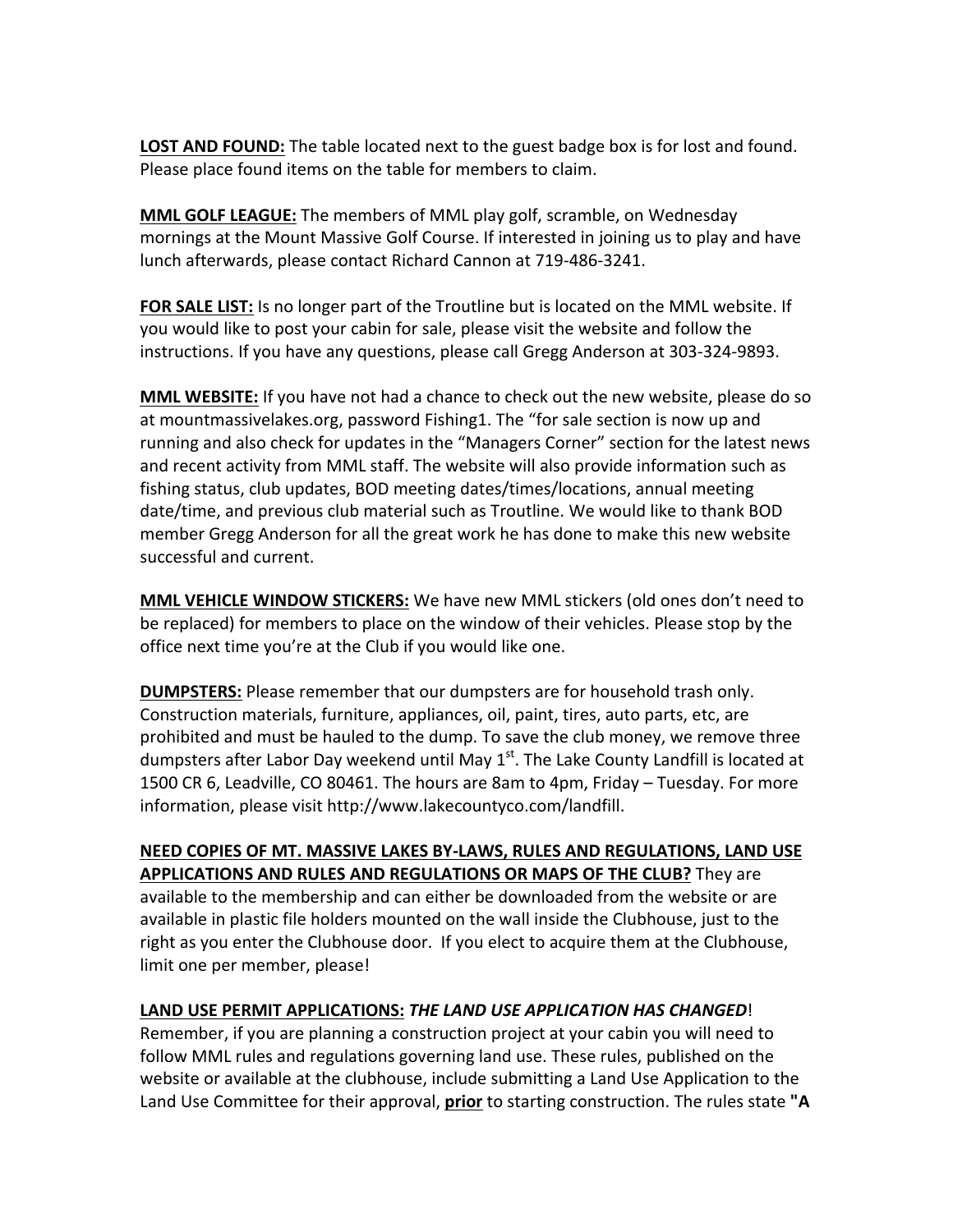**<u>LOST AND FOUND:</u>** The table located next to the guest badge box is for lost and found. Please place found items on the table for members to claim.

**<u>MML GOLF LEAGUE:</u>** The members of MML play golf, scramble, on Wednesday mornings at the Mount Massive Golf Course. If interested in joining us to play and have lunch afterwards, please contact Richard Cannon at 719-486-3241.

**<u>FOR SALE LIST:</u>** Is no longer part of the Troutline but is located on the MML website. If you would like to post your cabin for sale, please visit the website and follow the instructions. If you have any questions, please call Gregg Anderson at 303-324-9893.

**<u>MML WEBSITE:</u>** If you have not had a chance to check out the new website, please do so at mountmassivelakes.org, password Fishing1. The "for sale section is now up and running and also check for updates in the "Managers Corner" section for the latest news and recent activity from MML staff. The website will also provide information such as fishing status, club updates, BOD meeting dates/times/locations, annual meeting date/time, and previous club material such as Troutline. We would like to thank BOD member Gregg Anderson for all the great work he has done to make this new website successful and current.

**<u>MML VEHICLE WINDOW STICKERS:</u>** We have new MML stickers (old ones don't need to be replaced) for members to place on the window of their vehicles. Please stop by the office next time you're at the Club if you would like one.

**<u>DUMPSTERS:</u>** Please remember that our dumpsters are for household trash only. Construction materials, furniture, appliances, oil, paint, tires, auto parts, etc, are prohibited and must be hauled to the dump. To save the club money, we remove three dumpsters after Labor Day weekend until May 1st. The Lake County Landfill is located at 1500 CR 6, Leadville, CO 80461. The hours are 8am to 4pm, Friday – Tuesday. For more information, please visit http://www.lakecountyco.com/landfill.

**<u>NEED COPIES OF MT. MASSIVE LAKES BY-LAWS, RULES AND REGULATIONS, LAND USE APPLICATIONS AND RULES AND REGULATIONS OR MAPS OF THE CLUB?</u>** They are available to the membership and can either be downloaded from the website or are available in plastic file holders mounted on the wall inside the Clubhouse, just to the right as you enter the Clubhouse door. If you elect to acquire them at the Clubhouse, limit one per member, please!

**<u>LAND USE PERMIT APPLICATIONS:</u>** ***THE LAND USE APPLICATION HAS CHANGED***! Remember, if you are planning a construction project at your cabin you will need to follow MML rules and regulations governing land use. These rules, published on the website or available at the clubhouse, include submitting a Land Use Application to the Land Use Committee for their approval, **<u>prior</u>** to starting construction. The rules state **"A**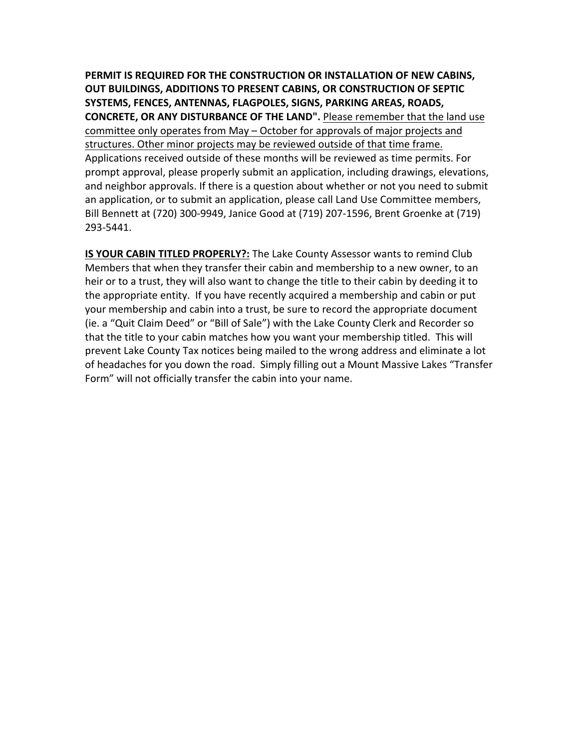**PERMIT IS REQUIRED FOR THE CONSTRUCTION OR INSTALLATION OF NEW CABINS, OUT BUILDINGS, ADDITIONS TO PRESENT CABINS, OR CONSTRUCTION OF SEPTIC SYSTEMS, FENCES, ANTENNAS, FLAGPOLES, SIGNS, PARKING AREAS, ROADS, CONCRETE, OR ANY DISTURBANCE OF THE LAND".** Please remember that the land use committee only operates from May – October for approvals of major projects and structures. Other minor projects may be reviewed outside of that time frame. Applications received outside of these months will be reviewed as time permits. For prompt approval, please properly submit an application, including drawings, elevations, and neighbor approvals. If there is a question about whether or not you need to submit an application, or to submit an application, please call Land Use Committee members, Bill Bennett at (720) 300-9949, Janice Good at (719) 207-1596, Brent Groenke at (719) 293-5441.

**IS YOUR CABIN TITLED PROPERLY?:** The Lake County Assessor wants to remind Club Members that when they transfer their cabin and membership to a new owner, to an heir or to a trust, they will also want to change the title to their cabin by deeding it to the appropriate entity. If you have recently acquired a membership and cabin or put your membership and cabin into a trust, be sure to record the appropriate document (ie. a "Quit Claim Deed" or "Bill of Sale") with the Lake County Clerk and Recorder so that the title to your cabin matches how you want your membership titled. This will prevent Lake County Tax notices being mailed to the wrong address and eliminate a lot of headaches for you down the road. Simply filling out a Mount Massive Lakes "Transfer Form" will not officially transfer the cabin into your name.